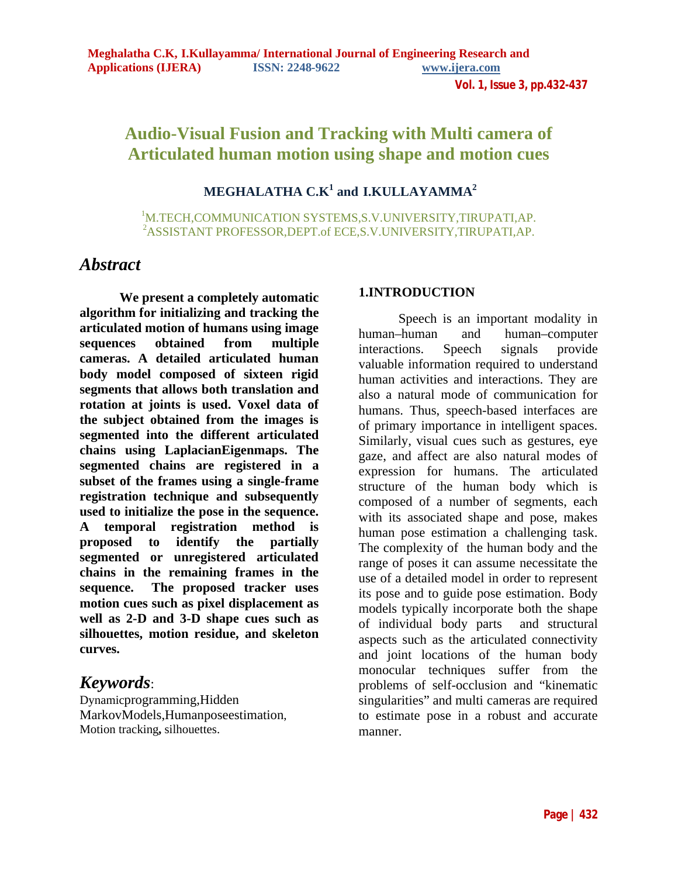# Audio-Visual Fusion and Tracking with Multi camera of Articulated human motion using shape and motion cues

**MEGHALATHA C.K[1] and I.KULLAYAMMA[2]**

[1]M.TECH,COMMUNICATION SYSTEMS,S.V.UNIVERSITY,TIRUPATI,AP.
[2]ASSISTANT PROFESSOR,DEPT.of ECE,S.V.UNIVERSITY,TIRUPATI,AP.

## *Abstract*

**We present a completely automatic algorithm for initializing and tracking the articulated motion of humans using image sequences obtained from multiple cameras. A detailed articulated human body model composed of sixteen rigid segments that allows both translation and rotation at joints is used. Voxel data of the subject obtained from the images is segmented into the different articulated chains using LaplacianEigenmaps. The segmented chains are registered in a subset of the frames using a single-frame registration technique and subsequently used to initialize the pose in the sequence. A temporal registration method is proposed to identify the partially segmented or unregistered articulated chains in the remaining frames in the sequence. The proposed tracker uses motion cues such as pixel displacement as well as 2-D and 3-D shape cues such as silhouettes, motion residue, and skeleton curves.**

## *Keywords*:

Dynamicprogramming,Hidden MarkovModels,Humanposeestimation, Motion tracking**,** silhouettes.

## 1.INTRODUCTION

Speech is an important modality in human–human and human–computer interactions. Speech signals provide valuable information required to understand human activities and interactions. They are also a natural mode of communication for humans. Thus, speech-based interfaces are of primary importance in intelligent spaces. Similarly, visual cues such as gestures, eye gaze, and affect are also natural modes of expression for humans. The articulated structure of the human body which is composed of a number of segments, each with its associated shape and pose, makes human pose estimation a challenging task. The complexity of the human body and the range of poses it can assume necessitate the use of a detailed model in order to represent its pose and to guide pose estimation. Body models typically incorporate both the shape of individual body parts and structural aspects such as the articulated connectivity and joint locations of the human body monocular techniques suffer from the problems of self-occlusion and "kinematic singularities" and multi cameras are required to estimate pose in a robust and accurate manner.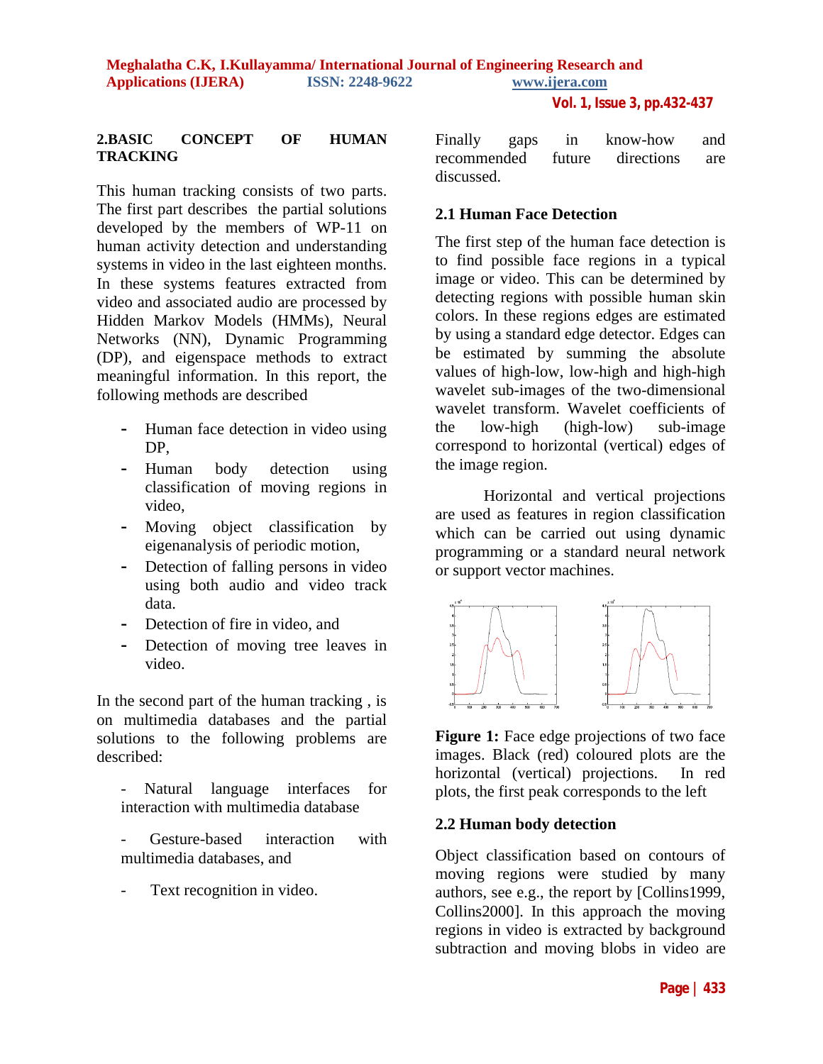## 2.BASIC CONCEPT OF HUMAN TRACKING

This human tracking consists of two parts. The first part describes the partial solutions developed by the members of WP-11 on human activity detection and understanding systems in video in the last eighteen months. In these systems features extracted from video and associated audio are processed by Hidden Markov Models (HMMs), Neural Networks (NN), Dynamic Programming (DP), and eigenspace methods to extract meaningful information. In this report, the following methods are described

- Human face detection in video using DP,
- Human body detection using classification of moving regions in video,
- Moving object classification by eigenanalysis of periodic motion,
- Detection of falling persons in video using both audio and video track data.
- Detection of fire in video, and
- Detection of moving tree leaves in video.

In the second part of the human tracking , is on multimedia databases and the partial solutions to the following problems are described:

- Natural language interfaces for interaction with multimedia database
- Gesture-based interaction with multimedia databases, and
- Text recognition in video.

Finally gaps in know-how and recommended future directions are discussed.

### 2.1 Human Face Detection

The first step of the human face detection is to find possible face regions in a typical image or video. This can be determined by detecting regions with possible human skin colors. In these regions edges are estimated by using a standard edge detector. Edges can be estimated by summing the absolute values of high-low, low-high and high-high wavelet sub-images of the two-dimensional wavelet transform. Wavelet coefficients of the low-high (high-low) sub-image correspond to horizontal (vertical) edges of the image region.

Horizontal and vertical projections are used as features in region classification which can be carried out using dynamic programming or a standard neural network or support vector machines.

**Figure 1:** Face edge projections of two face images. Black (red) coloured plots are the horizontal (vertical) projections. In red plots, the first peak corresponds to the left

### 2.2 Human body detection

Object classification based on contours of moving regions were studied by many authors, see e.g., the report by [Collins1999, Collins2000]. In this approach the moving regions in video is extracted by background subtraction and moving blobs in video are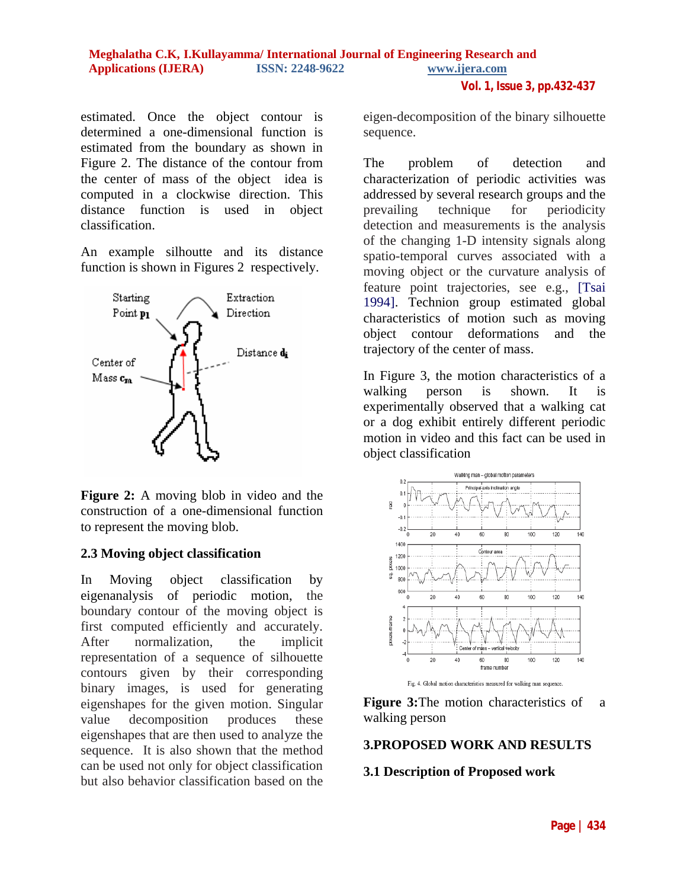estimated. Once the object contour is determined a one-dimensional function is estimated from the boundary as shown in Figure 2. The distance of the contour from the center of mass of the object idea is computed in a clockwise direction. This distance function is used in object classification.

An example silhoutte and its distance function is shown in Figures 2 respectively.

**Figure 2:** A moving blob in video and the construction of a one-dimensional function to represent the moving blob.

### 2.3 Moving object classification

In Moving object classification by eigenanalysis of periodic motion, the boundary contour of the moving object is first computed efficiently and accurately. After normalization, the implicit representation of a sequence of silhouette contours given by their corresponding binary images, is used for generating eigenshapes for the given motion. Singular value decomposition produces these eigenshapes that are then used to analyze the sequence. It is also shown that the method can be used not only for object classification but also behavior classification based on the eigen-decomposition of the binary silhouette sequence.

The problem of detection and characterization of periodic activities was addressed by several research groups and the prevailing technique for periodicity detection and measurements is the analysis of the changing 1-D intensity signals along spatio-temporal curves associated with a moving object or the curvature analysis of feature point trajectories, see e.g., [Tsai 1994]. Technion group estimated global characteristics of motion such as moving object contour deformations and the trajectory of the center of mass.

In Figure 3, the motion characteristics of a walking person is shown. It is experimentally observed that a walking cat or a dog exhibit entirely different periodic motion in video and this fact can be used in object classification

**Figure 3:** The motion characteristics of a walking person

## 3.PROPOSED WORK AND RESULTS

### 3.1 Description of Proposed work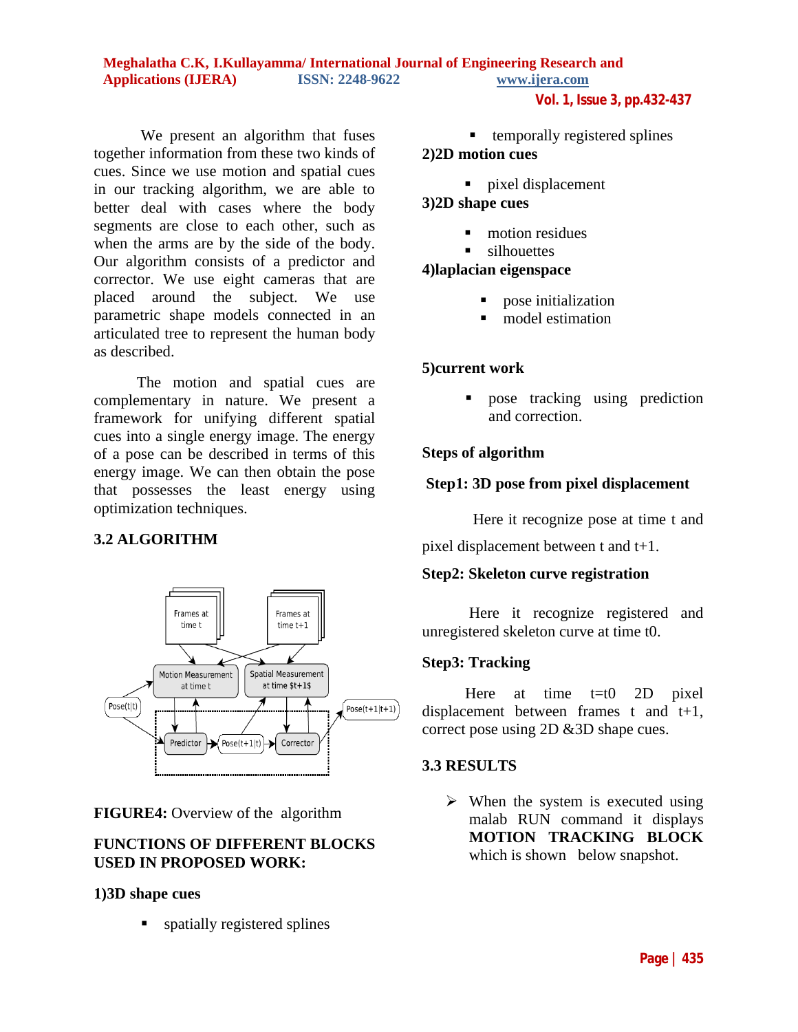We present an algorithm that fuses together information from these two kinds of cues. Since we use motion and spatial cues in our tracking algorithm, we are able to better deal with cases where the body segments are close to each other, such as when the arms are by the side of the body. Our algorithm consists of a predictor and corrector. We use eight cameras that are placed around the subject. We use parametric shape models connected in an articulated tree to represent the human body as described.

The motion and spatial cues are complementary in nature. We present a framework for unifying different spatial cues into a single energy image. The energy of a pose can be described in terms of this energy image. We can then obtain the pose that possesses the least energy using optimization techniques.

### 3.2 ALGORITHM

**FIGURE4:** Overview of the algorithm

**FUNCTIONS OF DIFFERENT BLOCKS USED IN PROPOSED WORK:**

**1)3D shape cues**

- spatially registered splines
- temporally registered splines

**2)2D motion cues**

- pixel displacement

**3)2D shape cues**

- motion residues
- silhouettes

**4)laplacian eigenspace**

- pose initialization
- model estimation

**5)current work**

- pose tracking using prediction and correction.

**Steps of algorithm**

**Step1: 3D pose from pixel displacement**

Here it recognize pose at time t and pixel displacement between t and t+1.

**Step2: Skeleton curve registration**

Here it recognize registered and unregistered skeleton curve at time t0.

**Step3: Tracking**

Here at time t=t0 2D pixel displacement between frames t and t+1, correct pose using 2D &3D shape cues.

### 3.3 RESULTS

- When the system is executed using malab RUN command it displays **MOTION TRACKING BLOCK** which is shown below snapshot.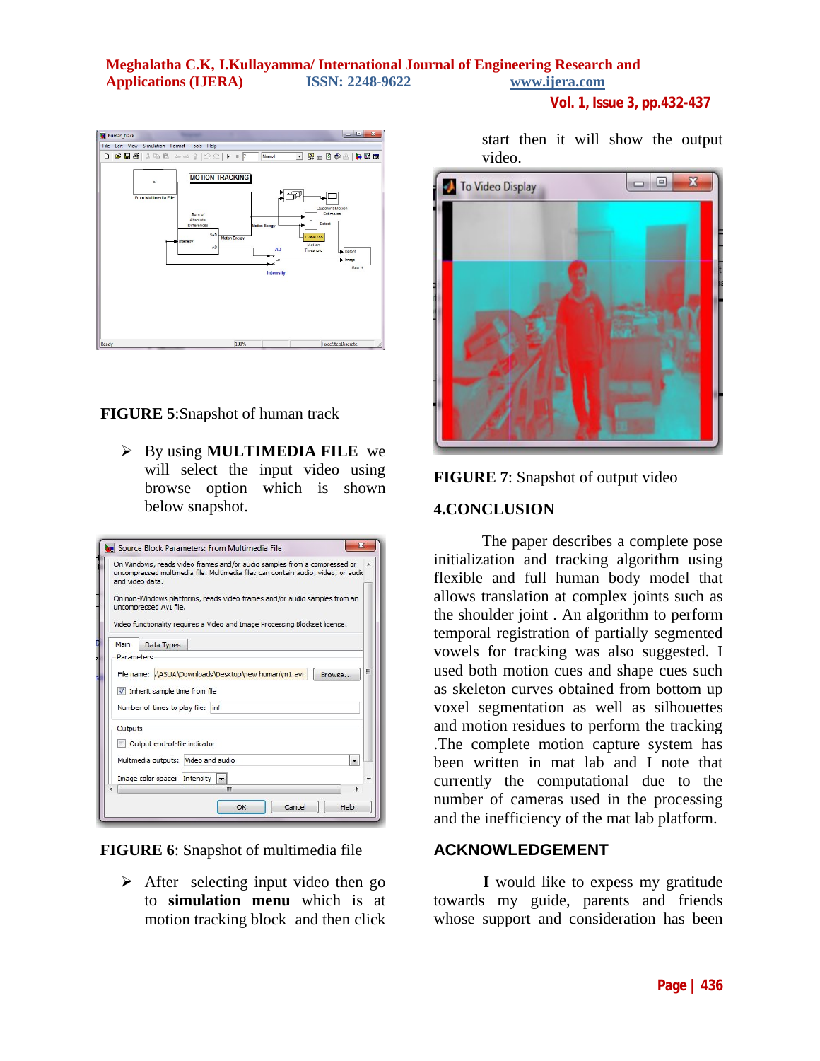**FIGURE 5**:Snapshot of human track

- By using **MULTIMEDIA FILE** we will select the input video using browse option which is shown below snapshot.

**FIGURE 6**: Snapshot of multimedia file

- After selecting input video then go to **simulation menu** which is at motion tracking block and then click start then it will show the output video.

**FIGURE 7**: Snapshot of output video

## 4.CONCLUSION

The paper describes a complete pose initialization and tracking algorithm using flexible and full human body model that allows translation at complex joints such as the shoulder joint . An algorithm to perform temporal registration of partially segmented vowels for tracking was also suggested. I used both motion cues and shape cues such as skeleton curves obtained from bottom up voxel segmentation as well as silhouettes and motion residues to perform the tracking .The complete motion capture system has been written in mat lab and I note that currently the computational due to the number of cameras used in the processing and the inefficiency of the mat lab platform.

## ACKNOWLEDGEMENT

**I** would like to expess my gratitude towards my guide, parents and friends whose support and consideration has been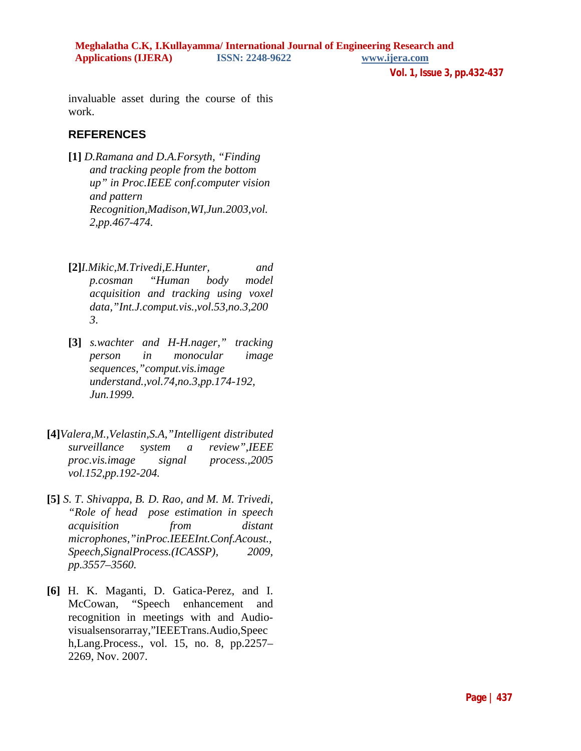invaluable asset during the course of this work.

## REFERENCES

**[1]** *D.Ramana and D.A.Forsyth, "Finding and tracking people from the bottom up" in Proc.IEEE conf.computer vision and pattern Recognition,Madison,WI,Jun.2003,vol. 2,pp.467-474.*

**[2]***I.Mikic,M.Trivedi,E.Hunter, and p.cosman "Human body model acquisition and tracking using voxel data,"Int.J.comput.vis.,vol.53,no.3,2003.*

**[3]** *s.wachter and H-H.nager," tracking person in monocular image sequences,"comput.vis.image understand.,vol.74,no.3,pp.174-192, Jun.1999.*

**[4]***Valera,M.,Velastin,S.A,"Intelligent distributed surveillance system a review",IEEE proc.vis.image signal process.,2005 vol.152,pp.192-204.*

**[5]** *S. T. Shivappa, B. D. Rao, and M. M. Trivedi, "Role of head pose estimation in speech acquisition from distant microphones,"inProc.IEEEInt.Conf.Acoust., Speech,SignalProcess.(ICASSP), 2009, pp.3557–3560.*

**[6]** H. K. Maganti, D. Gatica-Perez, and I. McCowan, "Speech enhancement and recognition in meetings with and Audio-visualsensorarray,"IEEETrans.Audio,Speech,Lang.Process., vol. 15, no. 8, pp.2257–2269, Nov. 2007.